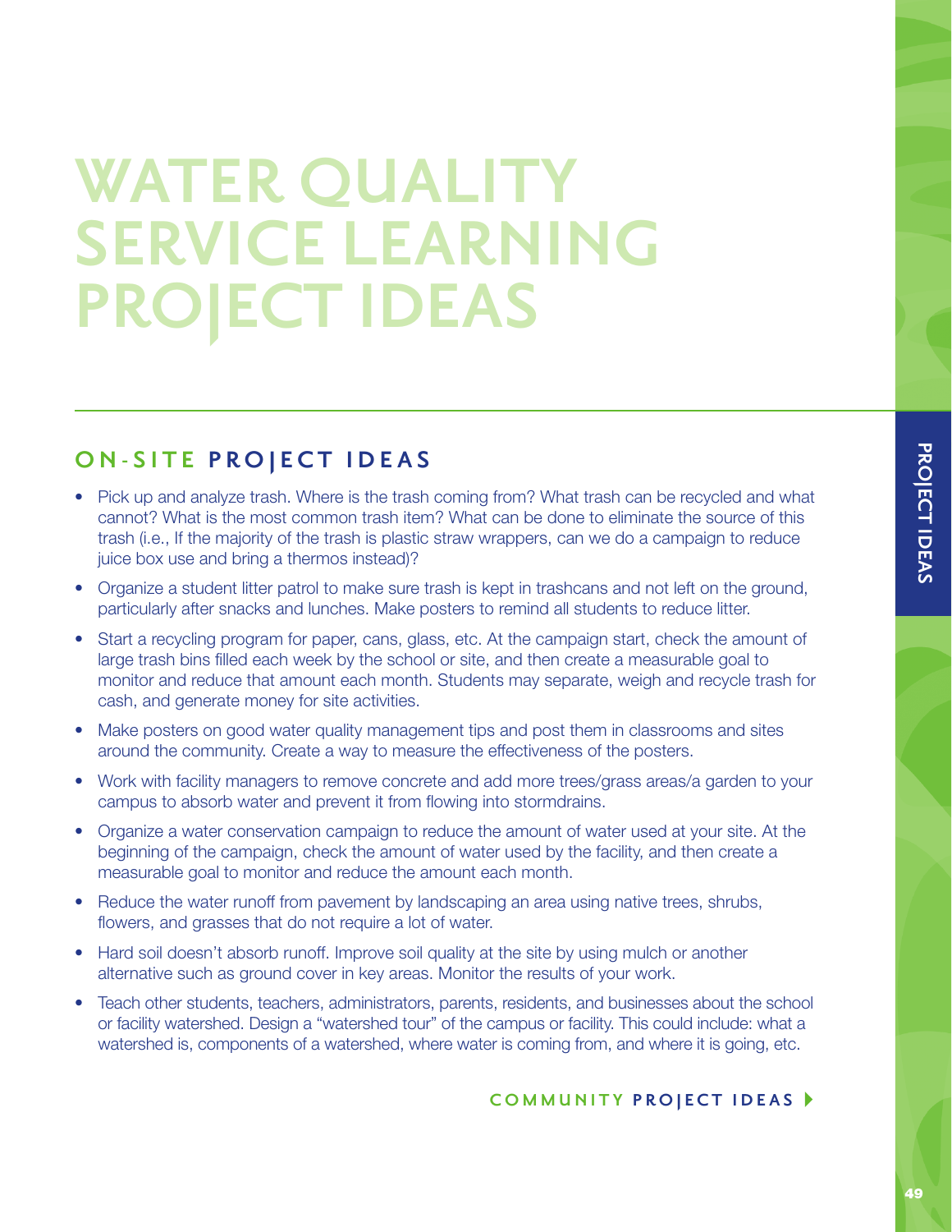# WATER QUALITY SERVICE LEARNING PROJECT IDEAS

## ON-SITE PROJECT IDEAS

- Pick up and analyze trash. Where is the trash coming from? What trash can be recycled and what cannot? What is the most common trash item? What can be done to eliminate the source of this trash (i.e., If the majority of the trash is plastic straw wrappers, can we do a campaign to reduce juice box use and bring a thermos instead)?
- Organize a student litter patrol to make sure trash is kept in trashcans and not left on the ground, particularly after snacks and lunches. Make posters to remind all students to reduce litter.
- Start a recycling program for paper, cans, glass, etc. At the campaign start, check the amount of large trash bins filled each week by the school or site, and then create a measurable goal to monitor and reduce that amount each month. Students may separate, weigh and recycle trash for cash, and generate money for site activities.
- Make posters on good water quality management tips and post them in classrooms and sites around the community. Create a way to measure the effectiveness of the posters.
- Work with facility managers to remove concrete and add more trees/grass areas/a garden to your campus to absorb water and prevent it from flowing into stormdrains.
- Organize a water conservation campaign to reduce the amount of water used at your site. At the beginning of the campaign, check the amount of water used by the facility, and then create a measurable goal to monitor and reduce the amount each month.
- Reduce the water runoff from pavement by landscaping an area using native trees, shrubs, flowers, and grasses that do not require a lot of water.
- Hard soil doesn't absorb runoff. Improve soil quality at the site by using mulch or another alternative such as ground cover in key areas. Monitor the results of your work.
- Teach other students, teachers, administrators, parents, residents, and businesses about the school or facility watershed. Design a "watershed tour" of the campus or facility. This could include: what a watershed is, components of a watershed, where water is coming from, and where it is going, etc.

COMMUNITY PROJECT IDEAS ▸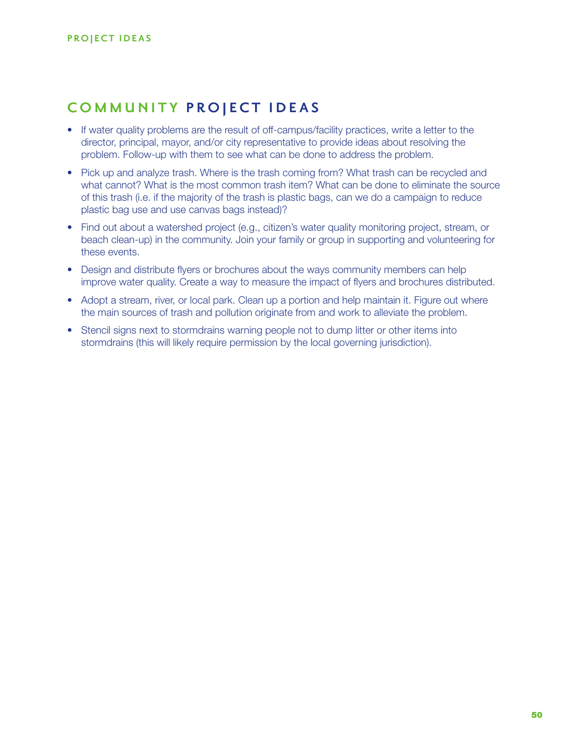## COMMUNITY PROJECT IDEAS

- If water quality problems are the result of off-campus/facility practices, write a letter to the director, principal, mayor, and/or city representative to provide ideas about resolving the problem. Follow-up with them to see what can be done to address the problem.
- Pick up and analyze trash. Where is the trash coming from? What trash can be recycled and what cannot? What is the most common trash item? What can be done to eliminate the source of this trash (i.e. if the majority of the trash is plastic bags, can we do a campaign to reduce plastic bag use and use canvas bags instead)?
- Find out about a watershed project (e.g., citizen's water quality monitoring project, stream, or beach clean-up) in the community. Join your family or group in supporting and volunteering for these events.
- Design and distribute flyers or brochures about the ways community members can help improve water quality. Create a way to measure the impact of flyers and brochures distributed.
- Adopt a stream, river, or local park. Clean up a portion and help maintain it. Figure out where the main sources of trash and pollution originate from and work to alleviate the problem.
- Stencil signs next to stormdrains warning people not to dump litter or other items into stormdrains (this will likely require permission by the local governing jurisdiction).